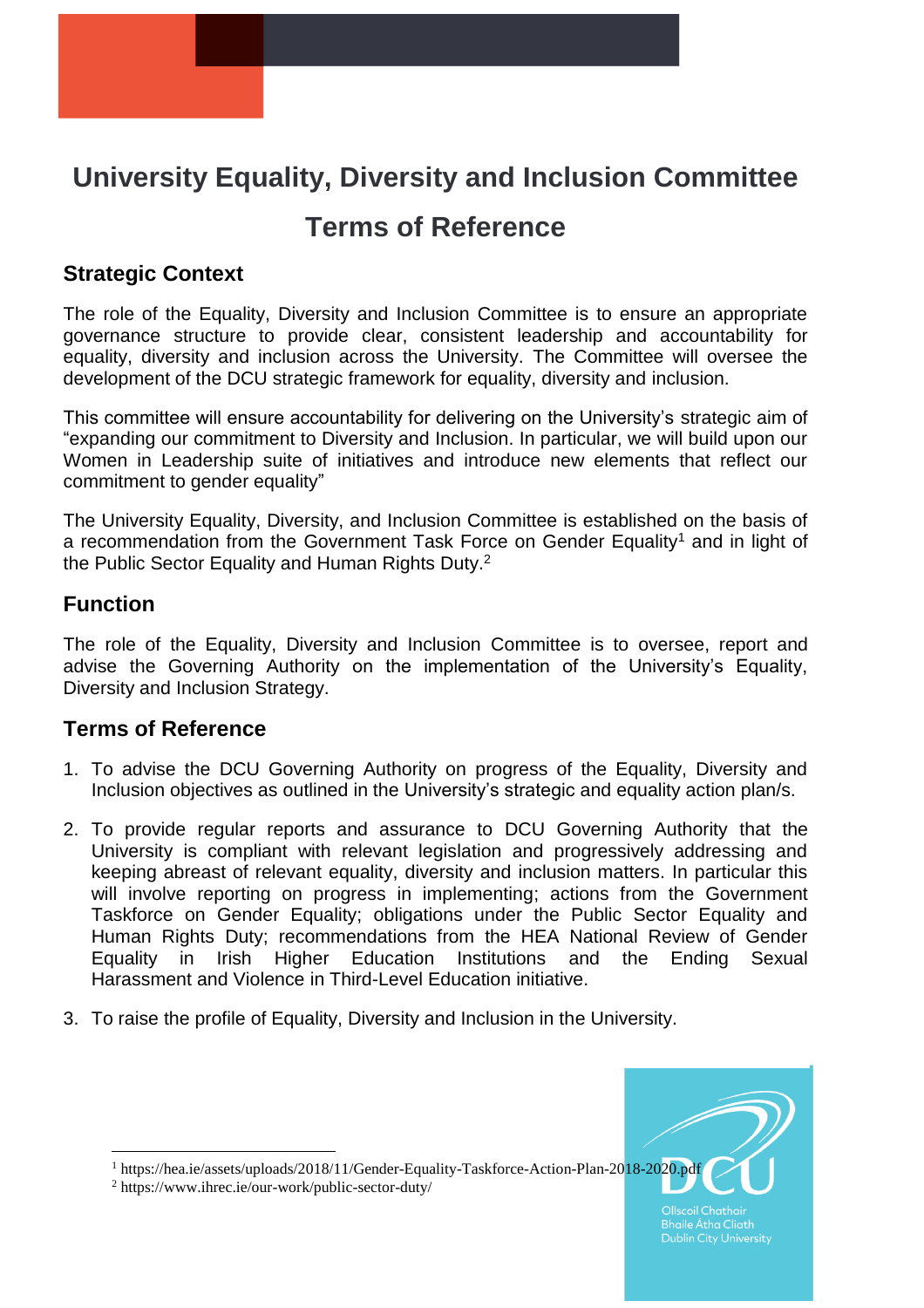# University Equality, Diversity and Inclusion Committee

# Terms of Reference

## Strategic Context

The role of the Equality, Diversity and Inclusion Committee is to ensure an appropriate governance structure to provide clear, consistent leadership and accountability for equality, diversity and inclusion across the University. The Committee will oversee the development of the DCU strategic framework for equality, diversity and inclusion.

This committee will ensure accountability for delivering on the University's strategic aim of "expanding our commitment to Diversity and Inclusion. In particular, we will build upon our Women in Leadership suite of initiatives and introduce new elements that reflect our commitment to gender equality"

The University Equality, Diversity, and Inclusion Committee is established on the basis of a recommendation from the Government Task Force on Gender Equality[1] and in light of the Public Sector Equality and Human Rights Duty.[2]

## Function

The role of the Equality, Diversity and Inclusion Committee is to oversee, report and advise the Governing Authority on the implementation of the University's Equality, Diversity and Inclusion Strategy.

## Terms of Reference

1. To advise the DCU Governing Authority on progress of the Equality, Diversity and Inclusion objectives as outlined in the University's strategic and equality action plan/s.
2. To provide regular reports and assurance to DCU Governing Authority that the University is compliant with relevant legislation and progressively addressing and keeping abreast of relevant equality, diversity and inclusion matters. In particular this will involve reporting on progress in implementing; actions from the Government Taskforce on Gender Equality; obligations under the Public Sector Equality and Human Rights Duty; recommendations from the HEA National Review of Gender Equality in Irish Higher Education Institutions and the Ending Sexual Harassment and Violence in Third-Level Education initiative.
3. To raise the profile of Equality, Diversity and Inclusion in the University.

---

[1] https://hea.ie/assets/uploads/2018/11/Gender-Equality-Taskforce-Action-Plan-2018-2020.pdf

[2] https://www.ihrec.ie/our-work/public-sector-duty/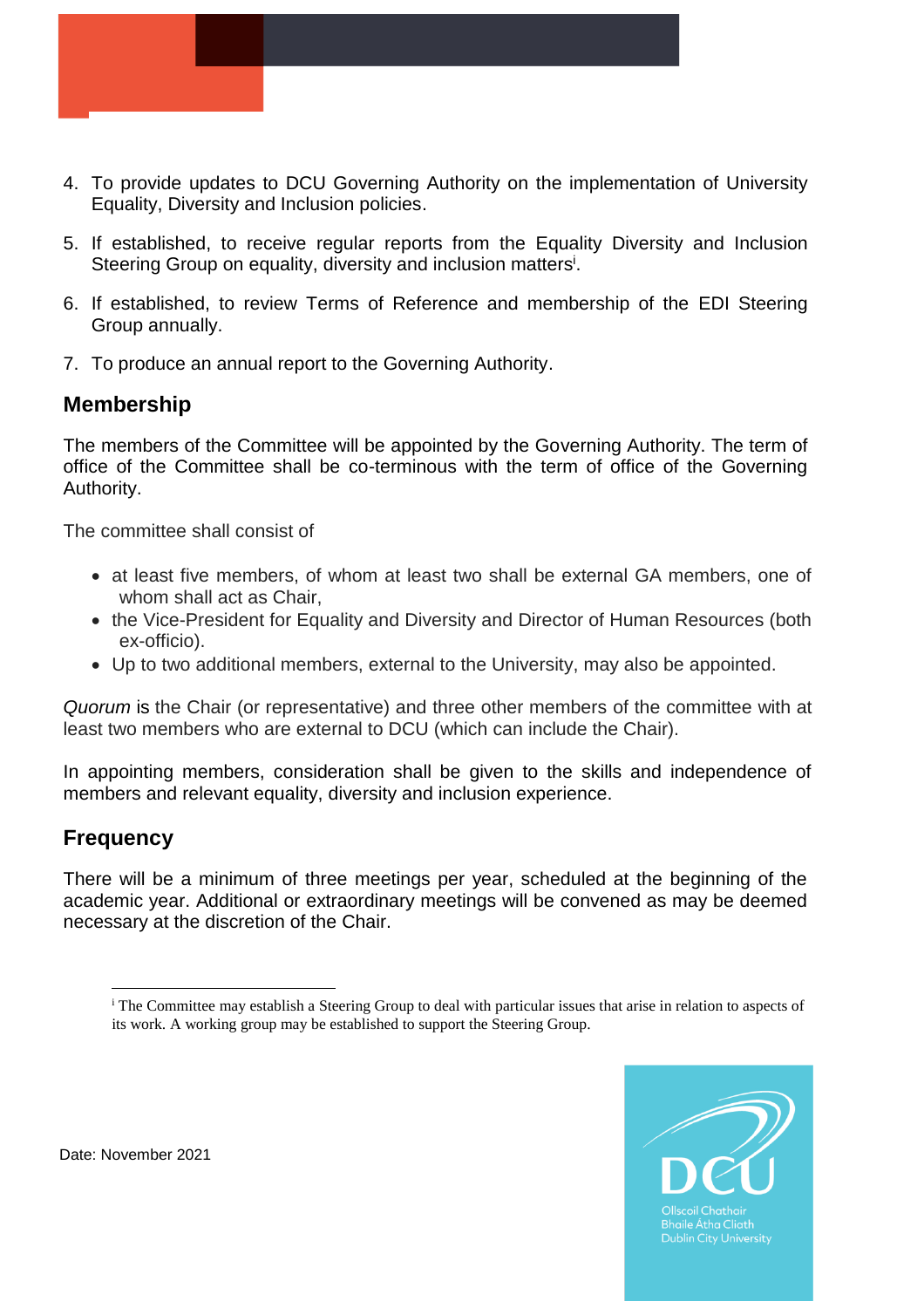4. To provide updates to DCU Governing Authority on the implementation of University Equality, Diversity and Inclusion policies.
5. If established, to receive regular reports from the Equality Diversity and Inclusion Steering Group on equality, diversity and inclusion matters[i].
6. If established, to review Terms of Reference and membership of the EDI Steering Group annually.
7. To produce an annual report to the Governing Authority.

## Membership

The members of the Committee will be appointed by the Governing Authority. The term of office of the Committee shall be co-terminous with the term of office of the Governing Authority.

The committee shall consist of

- at least five members, of whom at least two shall be external GA members, one of whom shall act as Chair,
- the Vice-President for Equality and Diversity and Director of Human Resources (both ex-officio).
- Up to two additional members, external to the University, may also be appointed.

*Quorum* is the Chair (or representative) and three other members of the committee with at least two members who are external to DCU (which can include the Chair).

In appointing members, consideration shall be given to the skills and independence of members and relevant equality, diversity and inclusion experience.

## Frequency

There will be a minimum of three meetings per year, scheduled at the beginning of the academic year. Additional or extraordinary meetings will be convened as may be deemed necessary at the discretion of the Chair.

---

[i] The Committee may establish a Steering Group to deal with particular issues that arise in relation to aspects of its work. A working group may be established to support the Steering Group.

Date: November 2021